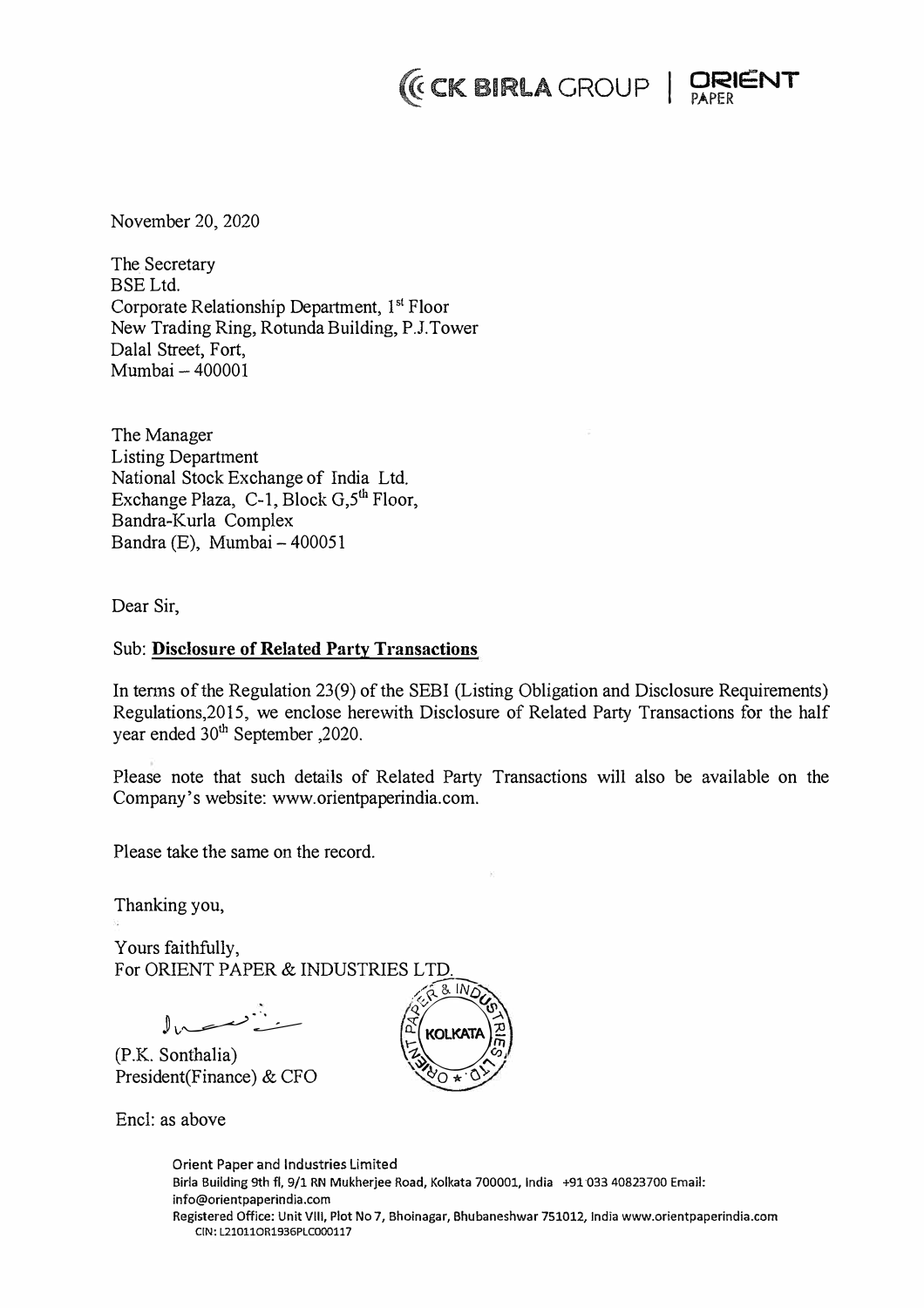CK BIRLA GROUP | ORIENT PAPER

November 20, 2020

The Secretary
BSE Ltd.
Corporate Relationship Department, 1st Floor
New Trading Ring, Rotunda Building, P.J.Tower
Dalal Street, Fort,
Mumbai – 400001

The Manager
Listing Department
National Stock Exchange of India Ltd.
Exchange Plaza, C-1, Block G,5th Floor,
Bandra-Kurla Complex
Bandra (E), Mumbai – 400051

Dear Sir,

Sub: **Disclosure of Related Party Transactions**

In terms of the Regulation 23(9) of the SEBI (Listing Obligation and Disclosure Requirements) Regulations,2015, we enclose herewith Disclosure of Related Party Transactions for the half year ended 30th September ,2020.

Please note that such details of Related Party Transactions will also be available on the Company's website: www.orientpaperindia.com.

Please take the same on the record.

Thanking you,

Yours faithfully,
For ORIENT PAPER & INDUSTRIES LTD.

(P.K. Sonthalia)
President(Finance) & CFO

Encl: as above

Orient Paper and Industries Limited
Birla Building 9th fl, 9/1 RN Mukherjee Road, Kolkata 700001, India +91 033 40823700 Email: info@orientpaperindia.com
Registered Office: Unit VIII, Plot No 7, Bhoinagar, Bhubaneshwar 751012, India www.orientpaperindia.com
CIN: L21011OR1936PLC000117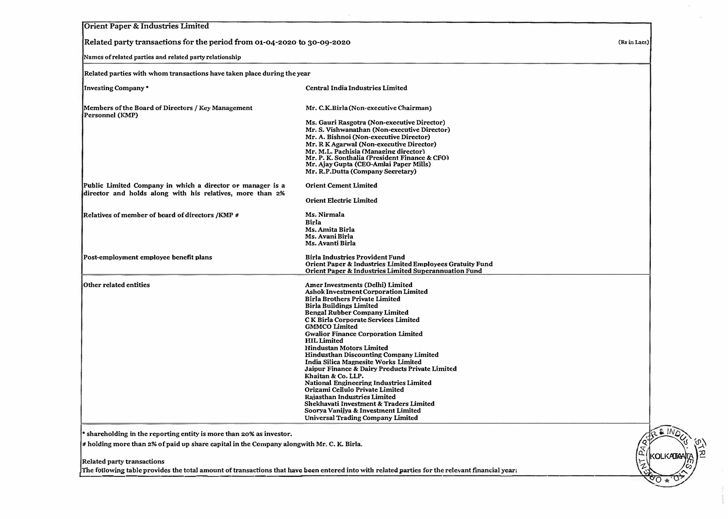# Orient Paper & Industries Limited

## Related party transactions for the period from 01-04-2020 to 30-09-2020

(Rs in Lacs)

Names of related parties and related party relationship

Related parties with whom transactions have taken place during the year

| Relationship | Name |
|---|---|
| Investing Company * | Central India Industries Limited |
| Members of the Board of Directors / Key Management Personnel (KMP) | Mr. C.K.Birla (Non-executive Chairman) |
| | Ms. Gauri Rasgotra (Non-executive Director) |
| | Mr. S. Vishwanathan (Non-executive Director) |
| | Mr. A. Bishnoi (Non-executive Director) |
| | Mr. R K Agarwal (Non-executive Director) |
| | Mr. M.L. Pachisia (Managing director) |
| | Mr. P. K. Sonthalia (President Finance & CFO) |
| | Mr. Ajay Gupta (CEO-Amlai Paper Mills) |
| | Mr. R.P.Dutta (Company Secretary) |
| Public Limited Company in which a director or manager is a director and holds along with his relatives, more than 2% | Orient Cement Limited |
| | Orient Electric Limited |
| Relatives of member of board of directors /KMP # | Ms. Nirmala Birla |
| | Ms. Amita Birla |
| | Ms. Avani Birla |
| | Ms. Avanti Birla |
| Post-employment employee benefit plans | Birla Industries Provident Fund |
| | Orient Paper & Industries Limited Employees Gratuity Fund |
| | Orient Paper & Industries Limited Superannuation Fund |
| Other related entities | Amer Investments (Delhi) Limited |
| | Ashok Investment Corporation Limited |
| | Birla Brothers Private Limited |
| | Birla Buildings Limited |
| | Bengal Rubber Company Limited |
| | C K Birla Corporate Services Limited |
| | GMMCO Limited |
| | Gwalior Finance Corporation Limited |
| | HIL Limited |
| | Hindustan Motors Limited |
| | Hindusthan Discounting Company Limited |
| | India Silica Magnesite Works Limited |
| | Jaipur Finance & Dairy Products Private Limited |
| | Khaitan & Co. LLP. |
| | National Engineering Industries Limited |
| | Origami Cellulo Private Limited |
| | Rajasthan Industries Limited |
| | Shekhavati Investment & Traders Limited |
| | Soorya Vanijya & Investment Limited |
| | Universal Trading Company Limited |

* shareholding in the reporting entity is more than 20% as investor.

# holding more than 2% of paid up share capital in the Company alongwith Mr. C. K. Birla.

Related party transactions

The following table provides the total amount of transactions that have been entered into with related parties for the relevant financial year: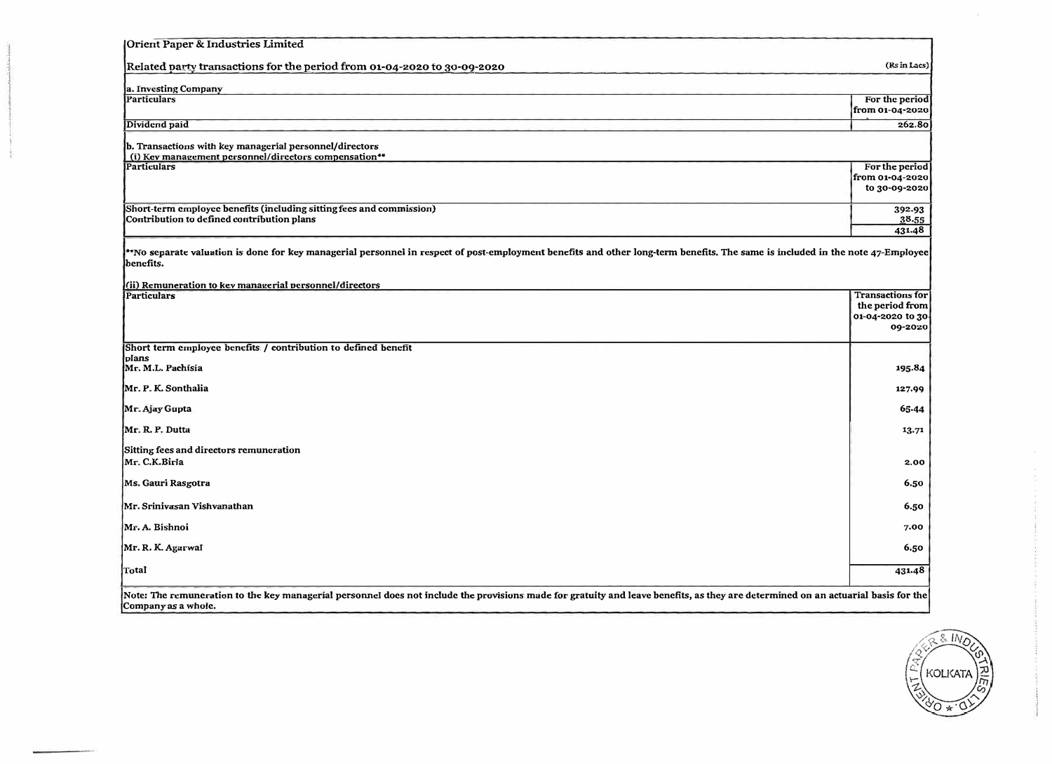Orient Paper & Industries Limited

Related party transactions for the period from 01-04-2020 to 30-09-2020 (Rs in Lacs)

a. Investing Company

| Particulars | For the period from 01-04-2020 |
|---|---|
| Dividend paid | 262.80 |

b. Transactions with key managerial personnel/directors

(i) Key management personnel/directors compensation**

| Particulars | For the period from 01-04-2020 to 30-09-2020 |
|---|---|
| Short-term employee benefits (including sitting fees and commission) | 392.93 |
| Contribution to defined contribution plans | 38.55 |
| | 431.48 |

**No separate valuation is done for key managerial personnel in respect of post-employment benefits and other long-term benefits. The same is included in the note 47-Employee benefits.

(ii) Remuneration to key managerial personnel/directors

| Particulars | Transactions for the period from 01-04-2020 to 30-09-2020 |
|---|---|
| Short term employee benefits / contribution to defined benefit plans | |
| Mr. M.L. Pachisia | 195.84 |
| Mr. P. K. Sonthalia | 127.99 |
| Mr. Ajay Gupta | 65.44 |
| Mr. R. P. Dutta | 13.71 |
| Sitting fees and directors remuneration | |
| Mr. C.K.Birla | 2.00 |
| Ms. Gauri Rasgotra | 6.50 |
| Mr. Srinivasan Vishvanathan | 6.50 |
| Mr. A. Bishnoi | 7.00 |
| Mr. R. K. Agarwal | 6.50 |
| Total | 431.48 |

Note: The remuneration to the key managerial personnel does not include the provisions made for gratuity and leave benefits, as they are determined on an actuarial basis for the Company as a whole.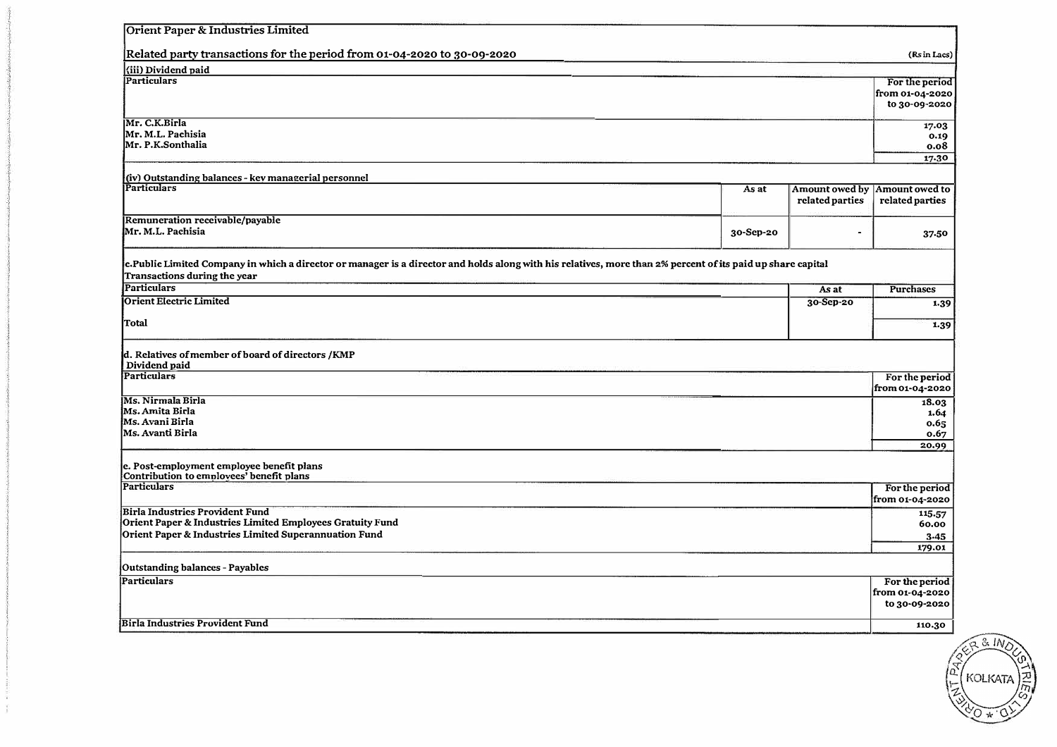Orient Paper & Industries Limited

Related party transactions for the period from 01-04-2020 to 30-09-2020

(Rs in Lacs)

(iii) Dividend paid

| Particulars | For the period from 01-04-2020 to 30-09-2020 |
|---|---|
| Mr. C.K.Birla | 17.03 |
| Mr. M.L. Pachisia | 0.19 |
| Mr. P.K.Sonthalia | 0.08 |
| | 17.30 |

(iv) Outstanding balances - key managerial personnel

| Particulars | As at | Amount owed by related parties | Amount owed to related parties |
|---|---|---|---|
| Remuneration receivable/payable | | | |
| Mr. M.L. Pachisia | 30-Sep-20 | - | 37.50 |

c.Public Limited Company in which a director or manager is a director and holds along with his relatives, more than 2% percent of its paid up share capital

Transactions during the year

| Particulars | As at | Purchases |
|---|---|---|
| Orient Electric Limited | 30-Sep-20 | 1.39 |
| Total | | 1.39 |

d. Relatives of member of board of directors /KMP

Dividend paid

| Particulars | For the period from 01-04-2020 |
|---|---|
| Ms. Nirmala Birla | 18.03 |
| Ms. Amita Birla | 1.64 |
| Ms. Avani Birla | 0.65 |
| Ms. Avanti Birla | 0.67 |
| | 20.99 |

e. Post-employment employee benefit plans

Contribution to employees' benefit plans

| Particulars | For the period from 01-04-2020 |
|---|---|
| Birla Industries Provident Fund | 115.57 |
| Orient Paper & Industries Limited Employees Gratuity Fund | 60.00 |
| Orient Paper & Industries Limited Superannuation Fund | 3.45 |
| | 179.01 |

Outstanding balances - Payables

| Particulars | For the period from 01-04-2020 to 30-09-2020 |
|---|---|
| Birla Industries Provident Fund | 110.30 |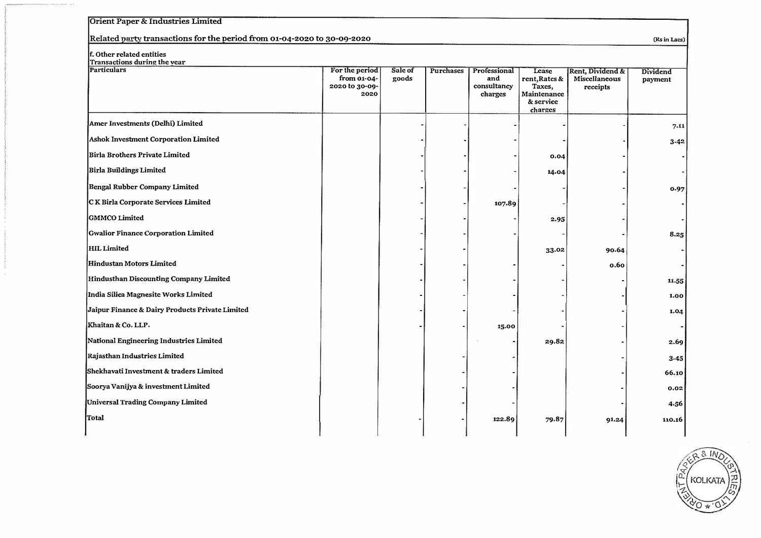Orient Paper & Industries Limited

Related party transactions for the period from 01-04-2020 to 30-09-2020

(Rs in Lacs)

f. Other related entities
Transactions during the year

| Particulars | For the period from 01-04-2020 to 30-09-2020 | Sale of goods | Purchases | Professional and consultancy charges | Lease rent,Rates & Taxes, Maintenance & service charges | Rent, Dividend & Miscellaneous receipts | Dividend payment |
|---|---|---|---|---|---|---|---|
| Amer Investments (Delhi) Limited | | - | - | - | - | - | 7.11 |
| Ashok Investment Corporation Limited | | - | - | - | - | - | 3.42 |
| Birla Brothers Private Limited | | - | - | - | 0.04 | - | - |
| Birla Buildings Limited | | - | - | - | 14.04 | - | - |
| Bengal Rubber Company Limited | | - | - | - | - | - | 0.97 |
| C K Birla Corporate Services Limited | | - | - | 107.89 | - | - | - |
| GMMCO Limited | | - | - | - | 2.95 | - | - |
| Gwalior Finance Corporation Limited | | - | - | - | - | - | 8.25 |
| HIL Limited | | - | - | | 33.02 | 90.64 | - |
| Hindustan Motors Limited | | - | - | - | - | 0.60 | - |
| Hindusthan Discounting Company Limited | | - | - | - | - | - | 11.55 |
| India Silica Magnesite Works Limited | | - | - | - | - | - | 1.00 |
| Jaipur Finance & Dairy Products Private Limited | | - | - | - | - | - | 1.04 |
| Khaitan & Co. LLP. | | - | - | 15.00 | - | - | - |
| National Engineering Industries Limited | | | | - | 29.82 | - | 2.69 |
| Rajasthan Industries Limited | | | - | - | | - | 3.45 |
| Shekhavati Investment & traders Limited | | | - | - | | - | 66.10 |
| Soorya Vanijya & investment Limited | | | - | - | | - | 0.02 |
| Universal Trading Company Limited | | | - | - | | - | 4.56 |
| Total | | - | - | 122.89 | 79.87 | 91.24 | 110.16 |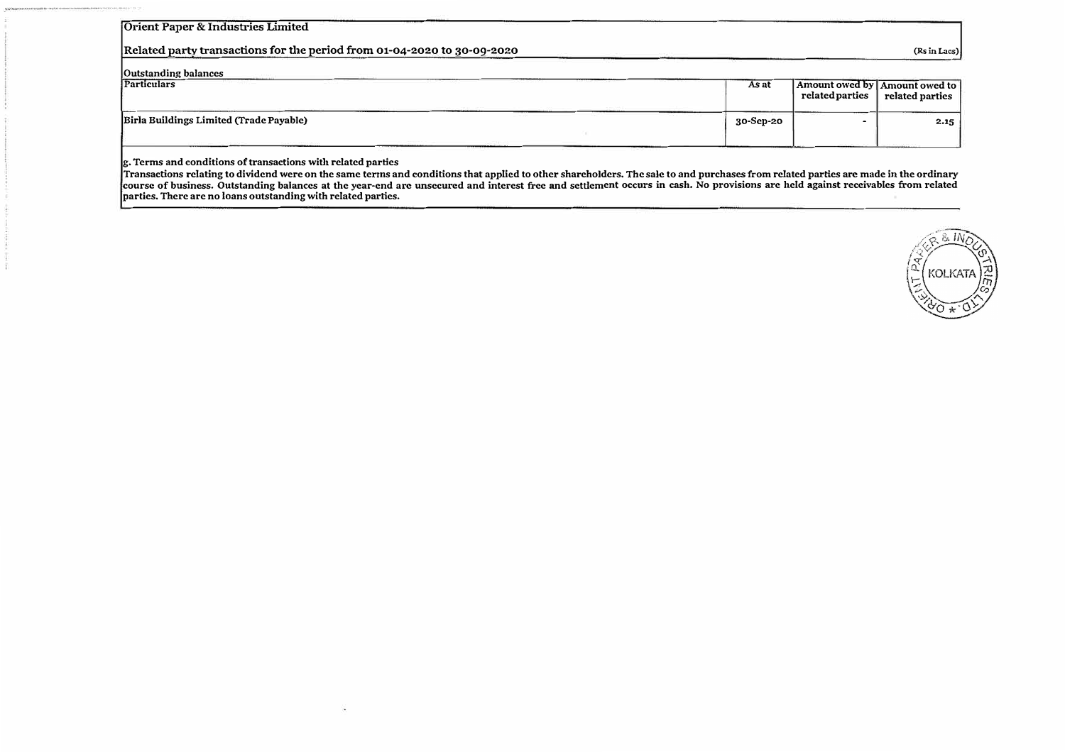**Orient Paper & Industries Limited**

**Related party transactions for the period from 01-04-2020 to 30-09-2020**

(Rs in Lacs)

**Outstanding balances**

| Particulars | As at | Amount owed by related parties | Amount owed to related parties |
|---|---|---|---|
| Birla Buildings Limited (Trade Payable) | 30-Sep-20 | - | 2.15 |

**g. Terms and conditions of transactions with related parties**

Transactions relating to dividend were on the same terms and conditions that applied to other shareholders. The sale to and purchases from related parties are made in the ordinary course of business. Outstanding balances at the year-end are unsecured and interest free and settlement occurs in cash. No provisions are held against receivables from related parties. There are no loans outstanding with related parties.